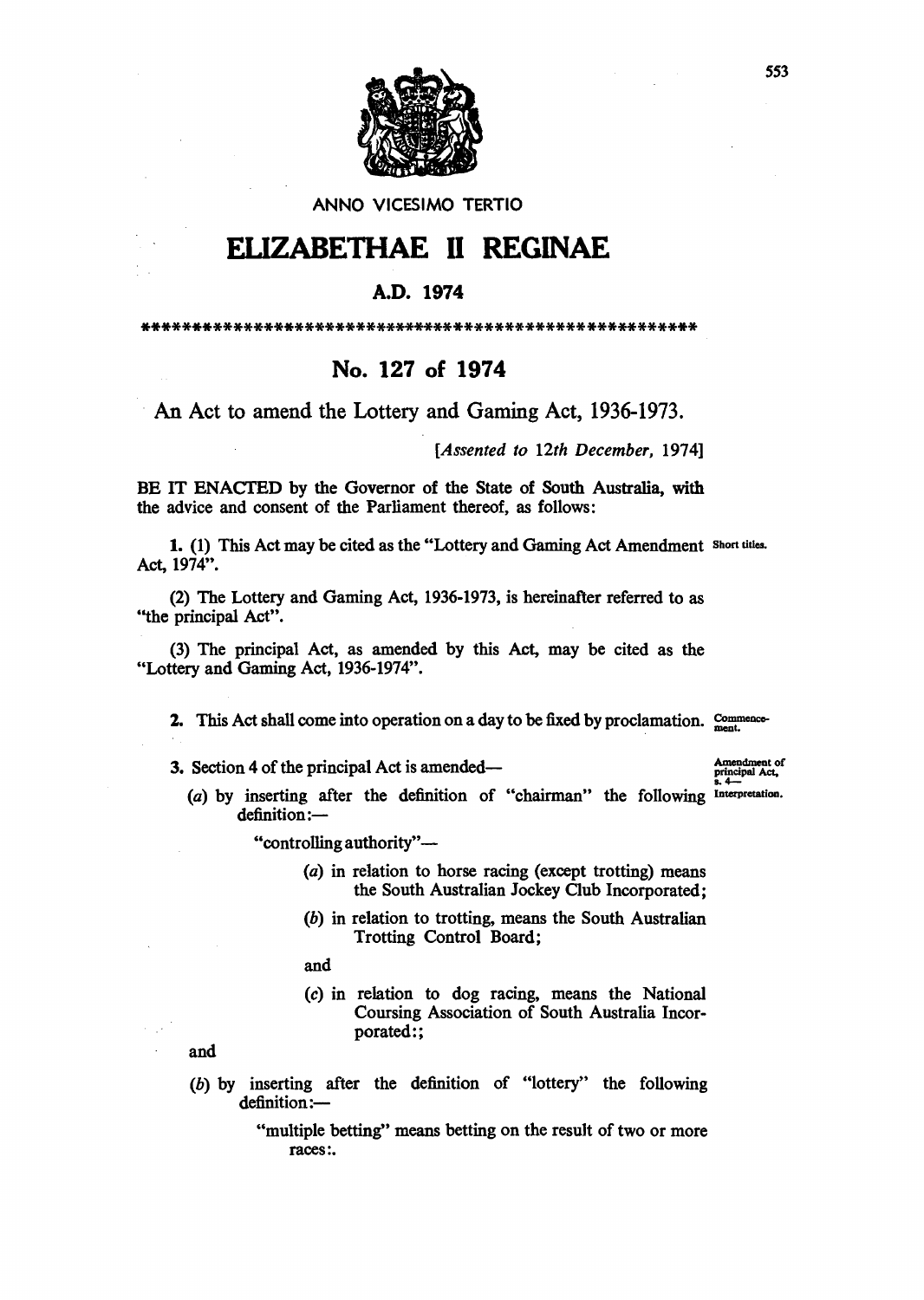ANNO VICESIMO TERTIO

# ELIZABETHAE II REGINAE

## A.D. 1974

\*\*\*\*\*\*\*\*\*\*\*\*\*\*\*\*\*\*\*\*\*\*\*\*\*\*\*\*\*\*\*\*\*\*\*\*\*\*\*\*\*\*\*\*\*\*\*\*\*\*\*\*\*\*\*\*

## No. 127 of 1974

### An Act to amend the Lottery and Gaming Act, 1936-1973.

*[Assented to 12th December, 1974]*

BE IT ENACTED by the Governor of the State of South Australia, with the advice and consent of the Parliament thereof, as follows:

**1.** (1) This Act may be cited as the "Lottery and Gaming Act Amendment Act, 1974". *Short titles.*

(2) The Lottery and Gaming Act, 1936-1973, is hereinafter referred to as "the principal Act".

(3) The principal Act, as amended by this Act, may be cited as the "Lottery and Gaming Act, 1936-1974".

**2.** This Act shall come into operation on a day to be fixed by proclamation. *Commencement.*

**3.** Section 4 of the principal Act is amended— *Amendment of principal Act, s. 4— Interpretation.*

(*a*) by inserting after the definition of "chairman" the following definition:—

"controlling authority"—

(*a*) in relation to horse racing (except trotting) means the South Australian Jockey Club Incorporated;

(*b*) in relation to trotting, means the South Australian Trotting Control Board;

and

(*c*) in relation to dog racing, means the National Coursing Association of South Australia Incorporated:;

and

(*b*) by inserting after the definition of "lottery" the following definition:—

"multiple betting" means betting on the result of two or more races:.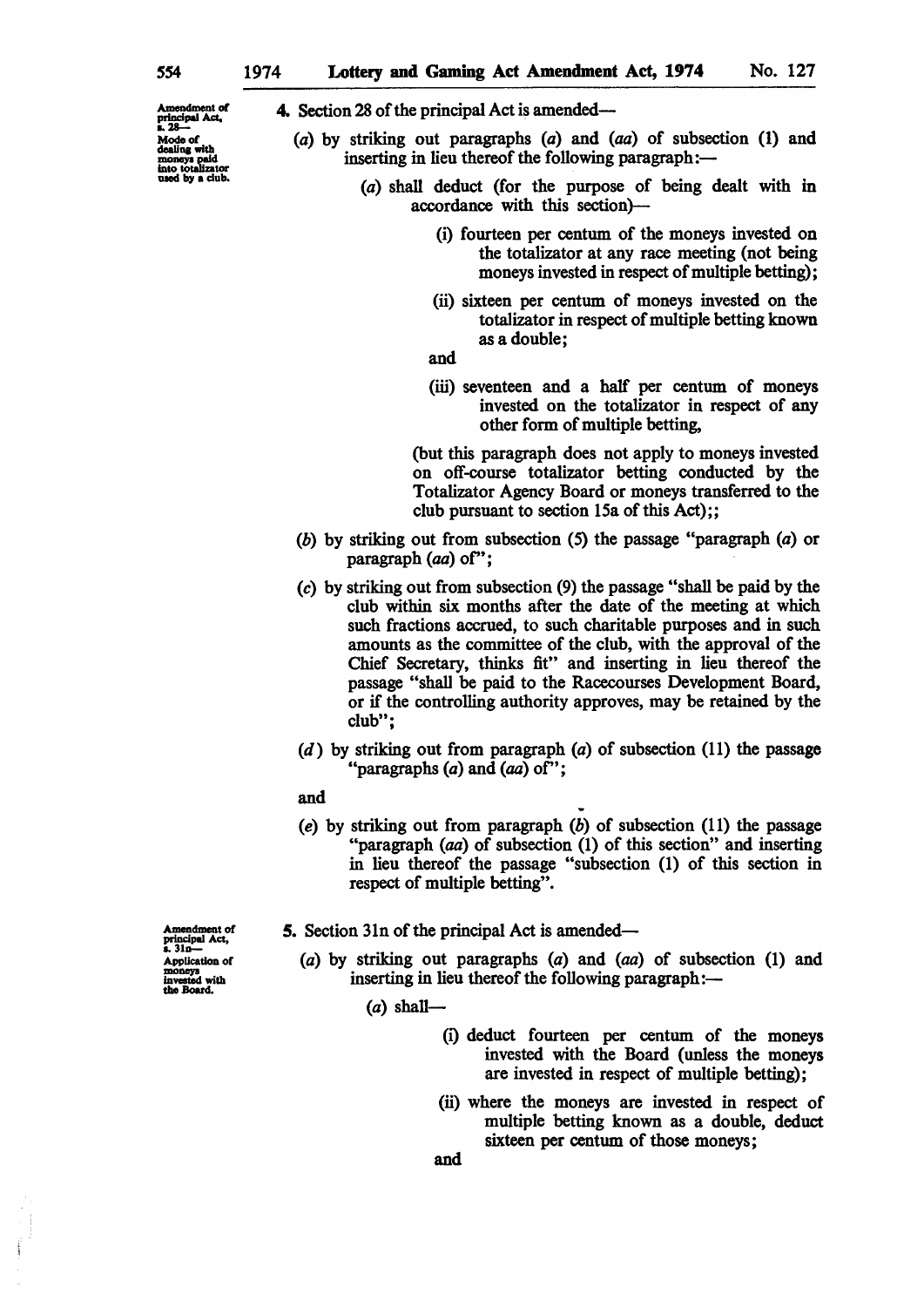Amendment of principal Act, s. 28— Mode of dealing with moneys paid into totalizator used by a club.

4. Section 28 of the principal Act is amended—

(*a*) by striking out paragraphs (*a*) and (*aa*) of subsection (1) and inserting in lieu thereof the following paragraph:—

> (*a*) shall deduct (for the purpose of being dealt with in accordance with this section)—
>
> > (i) fourteen per centum of the moneys invested on the totalizator at any race meeting (not being moneys invested in respect of multiple betting);
> >
> > (ii) sixteen per centum of moneys invested on the totalizator in respect of multiple betting known as a double;
> >
> > and
> >
> > (iii) seventeen and a half per centum of moneys invested on the totalizator in respect of any other form of multiple betting,
>
> (but this paragraph does not apply to moneys invested on off-course totalizator betting conducted by the Totalizator Agency Board or moneys transferred to the club pursuant to section 15a of this Act);;

(*b*) by striking out from subsection (5) the passage "paragraph (*a*) or paragraph (*aa*) of";

(*c*) by striking out from subsection (9) the passage "shall be paid by the club within six months after the date of the meeting at which such fractions accrued, to such charitable purposes and in such amounts as the committee of the club, with the approval of the Chief Secretary, thinks fit" and inserting in lieu thereof the passage "shall be paid to the Racecourses Development Board, or if the controlling authority approves, may be retained by the club";

(*d*) by striking out from paragraph (*a*) of subsection (11) the passage "paragraphs (*a*) and (*aa*) of";

and

(*e*) by striking out from paragraph (*b*) of subsection (11) the passage "paragraph (*aa*) of subsection (1) of this section" and inserting in lieu thereof the passage "subsection (1) of this section in respect of multiple betting".

Amendment of principal Act, s. 31n— Application of moneys invested with the Board.

5. Section 31n of the principal Act is amended—

(*a*) by striking out paragraphs (*a*) and (*aa*) of subsection (1) and inserting in lieu thereof the following paragraph:—

> (*a*) shall—
>
> > (i) deduct fourteen per centum of the moneys invested with the Board (unless the moneys are invested in respect of multiple betting);
> >
> > (ii) where the moneys are invested in respect of multiple betting known as a double, deduct sixteen per centum of those moneys;
> >
> > and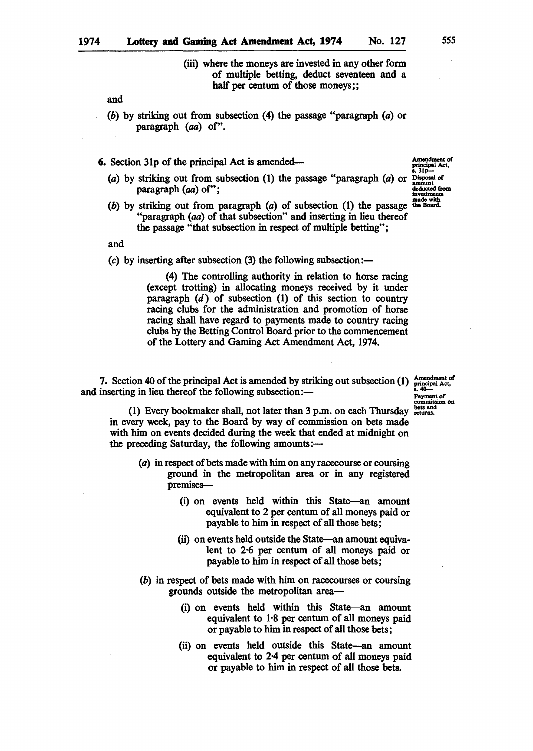(iii) where the moneys are invested in any other form of multiple betting, deduct seventeen and a half per centum of those moneys;;

and

(b) by striking out from subsection (4) the passage "paragraph (a) or paragraph (aa) of".

**Amendment of principal Act, s. 31p—Disposal of amount deducted from investments made with the Board.**

6. Section 31p of the principal Act is amended—

(a) by striking out from subsection (1) the passage "paragraph (a) or paragraph (aa) of";

(b) by striking out from paragraph (a) of subsection (1) the passage "paragraph (aa) of that subsection" and inserting in lieu thereof the passage "that subsection in respect of multiple betting";

and

(c) by inserting after subsection (3) the following subsection:—

(4) The controlling authority in relation to horse racing (except trotting) in allocating moneys received by it under paragraph (d) of subsection (1) of this section to country racing clubs for the administration and promotion of horse racing shall have regard to payments made to country racing clubs by the Betting Control Board prior to the commencement of the Lottery and Gaming Act Amendment Act, 1974.

**Amendment of principal Act, s. 40—Payment of commission on bets and returns.**

7. Section 40 of the principal Act is amended by striking out subsection (1) and inserting in lieu thereof the following subsection:—

(1) Every bookmaker shall, not later than 3 p.m. on each Thursday in every week, pay to the Board by way of commission on bets made with him on events decided during the week that ended at midnight on the preceding Saturday, the following amounts:—

(a) in respect of bets made with him on any racecourse or coursing ground in the metropolitan area or in any registered premises—

(i) on events held within this State—an amount equivalent to 2 per centum of all moneys paid or payable to him in respect of all those bets;

(ii) on events held outside the State—an amount equivalent to 2·6 per centum of all moneys paid or payable to him in respect of all those bets;

(b) in respect of bets made with him on racecourses or coursing grounds outside the metropolitan area—

(i) on events held within this State—an amount equivalent to 1·8 per centum of all moneys paid or payable to him in respect of all those bets;

(ii) on events held outside this State—an amount equivalent to 2·4 per centum of all moneys paid or payable to him in respect of all those bets.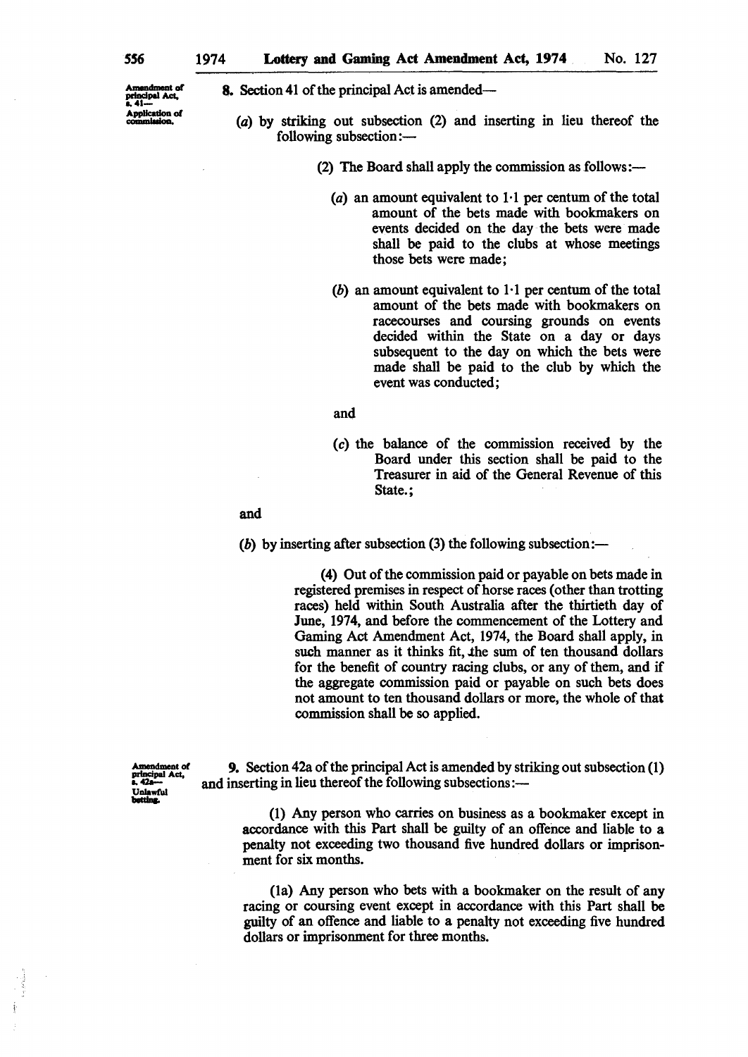**Amendment of principal Act, s. 41— Application of commission.**

8. Section 41 of the principal Act is amended—

(*a*) by striking out subsection (2) and inserting in lieu thereof the following subsection:—

(2) The Board shall apply the commission as follows:—

(*a*) an amount equivalent to 1·1 per centum of the total amount of the bets made with bookmakers on events decided on the day the bets were made shall be paid to the clubs at whose meetings those bets were made;

(*b*) an amount equivalent to 1·1 per centum of the total amount of the bets made with bookmakers on racecourses and coursing grounds on events decided within the State on a day or days subsequent to the day on which the bets were made shall be paid to the club by which the event was conducted;

and

(*c*) the balance of the commission received by the Board under this section shall be paid to the Treasurer in aid of the General Revenue of this State.;

and

(*b*) by inserting after subsection (3) the following subsection:—

(4) Out of the commission paid or payable on bets made in registered premises in respect of horse races (other than trotting races) held within South Australia after the thirtieth day of June, 1974, and before the commencement of the Lottery and Gaming Act Amendment Act, 1974, the Board shall apply, in such manner as it thinks fit, the sum of ten thousand dollars for the benefit of country racing clubs, or any of them, and if the aggregate commission paid or payable on such bets does not amount to ten thousand dollars or more, the whole of that commission shall be so applied.

**Amendment of principal Act, s. 42a— Unlawful betting.**

9. Section 42a of the principal Act is amended by striking out subsection (1) and inserting in lieu thereof the following subsections:—

(1) Any person who carries on business as a bookmaker except in accordance with this Part shall be guilty of an offence and liable to a penalty not exceeding two thousand five hundred dollars or imprisonment for six months.

(1a) Any person who bets with a bookmaker on the result of any racing or coursing event except in accordance with this Part shall be guilty of an offence and liable to a penalty not exceeding five hundred dollars or imprisonment for three months.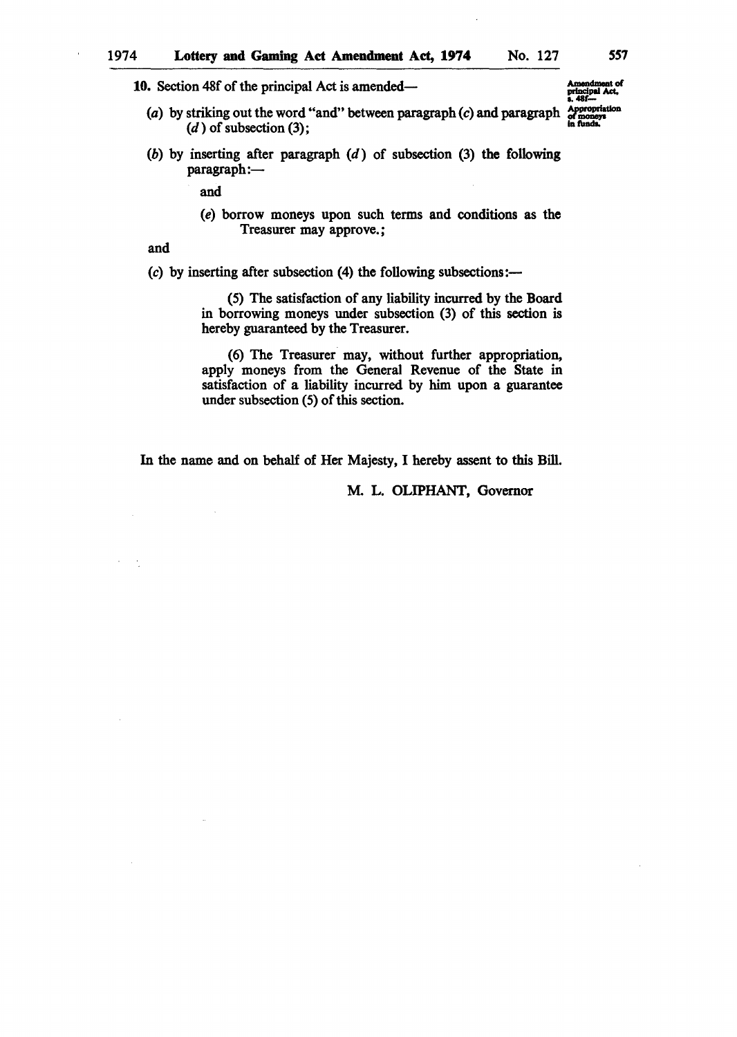**10.** Section 48f of the principal Act is amended—

Amendment of principal Act, s. 48f—
Appropriation of moneys in funds.

(*a*) by striking out the word "and" between paragraph (*c*) and paragraph (*d*) of subsection (3);

(*b*) by inserting after paragraph (*d*) of subsection (3) the following paragraph:—

and

(*e*) borrow moneys upon such terms and conditions as the Treasurer may approve.;

and

(*c*) by inserting after subsection (4) the following subsections:—

(5) The satisfaction of any liability incurred by the Board in borrowing moneys under subsection (3) of this section is hereby guaranteed by the Treasurer.

(6) The Treasurer may, without further appropriation, apply moneys from the General Revenue of the State in satisfaction of a liability incurred by him upon a guarantee under subsection (5) of this section.

In the name and on behalf of Her Majesty, I hereby assent to this Bill.

M. L. OLIPHANT, Governor